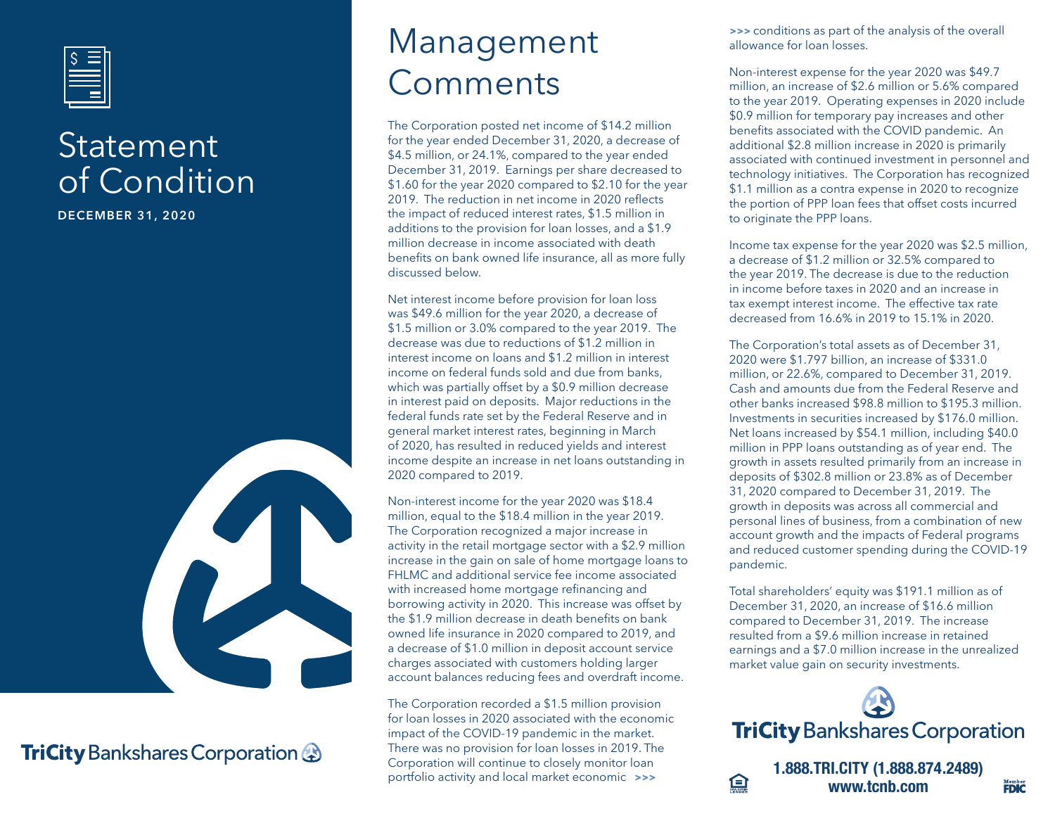# Statement of Condition

**DECEMBER 31, 2020**

TriCity Bankshares Corporation

# Management Comments

The Corporation posted net income of $14.2 million for the year ended December 31, 2020, a decrease of $4.5 million, or 24.1%, compared to the year ended December 31, 2019. Earnings per share decreased to $1.60 for the year 2020 compared to $2.10 for the year 2019. The reduction in net income in 2020 reflects the impact of reduced interest rates, $1.5 million in additions to the provision for loan losses, and a $1.9 million decrease in income associated with death benefits on bank owned life insurance, all as more fully discussed below.

Net interest income before provision for loan loss was $49.6 million for the year 2020, a decrease of $1.5 million or 3.0% compared to the year 2019. The decrease was due to reductions of $1.2 million in interest income on loans and $1.2 million in interest income on federal funds sold and due from banks, which was partially offset by a $0.9 million decrease in interest paid on deposits. Major reductions in the federal funds rate set by the Federal Reserve and in general market interest rates, beginning in March of 2020, has resulted in reduced yields and interest income despite an increase in net loans outstanding in 2020 compared to 2019.

Non-interest income for the year 2020 was $18.4 million, equal to the $18.4 million in the year 2019. The Corporation recognized a major increase in activity in the retail mortgage sector with a $2.9 million increase in the gain on sale of home mortgage loans to FHLMC and additional service fee income associated with increased home mortgage refinancing and borrowing activity in 2020. This increase was offset by the $1.9 million decrease in death benefits on bank owned life insurance in 2020 compared to 2019, and a decrease of $1.0 million in deposit account service charges associated with customers holding larger account balances reducing fees and overdraft income.

The Corporation recorded a $1.5 million provision for loan losses in 2020 associated with the economic impact of the COVID-19 pandemic in the market. There was no provision for loan losses in 2019. The Corporation will continue to closely monitor loan portfolio activity and local market economic conditions as part of the analysis of the overall allowance for loan losses.

Non-interest expense for the year 2020 was $49.7 million, an increase of $2.6 million or 5.6% compared to the year 2019. Operating expenses in 2020 include $0.9 million for temporary pay increases and other benefits associated with the COVID pandemic. An additional $2.8 million increase in 2020 is primarily associated with continued investment in personnel and technology initiatives. The Corporation has recognized $1.1 million as a contra expense in 2020 to recognize the portion of PPP loan fees that offset costs incurred to originate the PPP loans.

Income tax expense for the year 2020 was $2.5 million, a decrease of $1.2 million or 32.5% compared to the year 2019. The decrease is due to the reduction in income before taxes in 2020 and an increase in tax exempt interest income. The effective tax rate decreased from 16.6% in 2019 to 15.1% in 2020.

The Corporation's total assets as of December 31, 2020 were $1.797 billion, an increase of $331.0 million, or 22.6%, compared to December 31, 2019. Cash and amounts due from the Federal Reserve and other banks increased $98.8 million to $195.3 million. Investments in securities increased by $176.0 million. Net loans increased by $54.1 million, including $40.0 million in PPP loans outstanding as of year end. The growth in assets resulted primarily from an increase in deposits of $302.8 million or 23.8% as of December 31, 2020 compared to December 31, 2019. The growth in deposits was across all commercial and personal lines of business, from a combination of new account growth and the impacts of Federal programs and reduced customer spending during the COVID-19 pandemic.

Total shareholders' equity was $191.1 million as of December 31, 2020, an increase of $16.6 million compared to December 31, 2019. The increase resulted from a $9.6 million increase in retained earnings and a $7.0 million increase in the unrealized market value gain on security investments.

**TriCity Bankshares Corporation**

**1.888.TRI.CITY (1.888.874.2489)**
**www.tcnb.com**

Member FDIC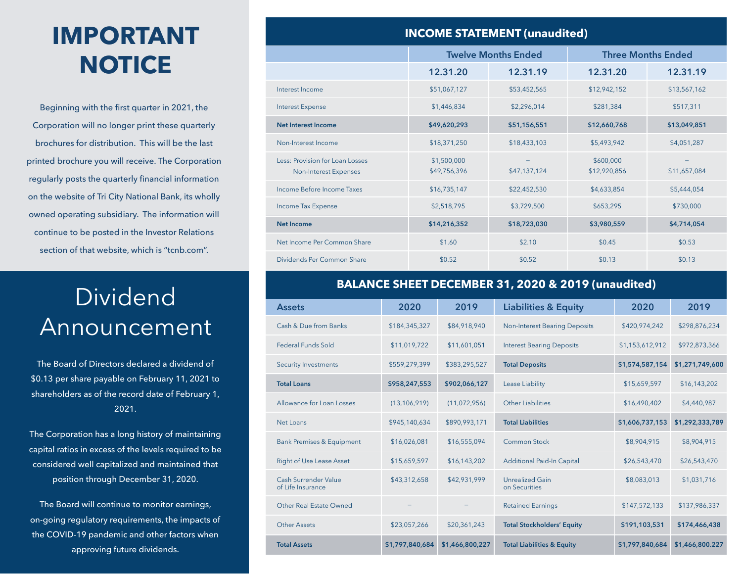# IMPORTANT NOTICE

Beginning with the first quarter in 2021, the Corporation will no longer print these quarterly brochures for distribution. This will be the last printed brochure you will receive. The Corporation regularly posts the quarterly financial information on the website of Tri City National Bank, its wholly owned operating subsidiary. The information will continue to be posted in the Investor Relations section of that website, which is "tcnb.com".

# Dividend Announcement

The Board of Directors declared a dividend of $0.13 per share payable on February 11, 2021 to shareholders as of the record date of February 1, 2021.

The Corporation has a long history of maintaining capital ratios in excess of the levels required to be considered well capitalized and maintained that position through December 31, 2020.

The Board will continue to monitor earnings, on-going regulatory requirements, the impacts of the COVID-19 pandemic and other factors when approving future dividends.

## INCOME STATEMENT (unaudited)

| | Twelve Months Ended | | Three Months Ended | |
|---|---|---|---|---|
| | 12.31.20 | 12.31.19 | 12.31.20 | 12.31.19 |
| Interest Income | $51,067,127 | $53,452,565 | $12,942,152 | $13,567,162 |
| Interest Expense | $1,446,834 | $2,296,014 | $281,384 | $517,311 |
| **Net Interest Income** | **$49,620,293** | **$51,156,551** | **$12,660,768** | **$13,049,851** |
| Non-Interest Income | $18,371,250 | $18,433,103 | $5,493,942 | $4,051,287 |
| Less: Provision for Loan Losses | $1,500,000 | – | $600,000 | – |
| Non-Interest Expenses | $49,756,396 | $47,137,124 | $12,920,856 | $11,657,084 |
| Income Before Income Taxes | $16,735,147 | $22,452,530 | $4,633,854 | $5,444,054 |
| Income Tax Expense | $2,518,795 | $3,729,500 | $653,295 | $730,000 |
| **Net Income** | **$14,216,352** | **$18,723,030** | **$3,980,559** | **$4,714,054** |
| Net Income Per Common Share | $1.60 | $2.10 | $0.45 | $0.53 |
| Dividends Per Common Share | $0.52 | $0.52 | $0.13 | $0.13 |

## BALANCE SHEET DECEMBER 31, 2020 & 2019 (unaudited)

| Assets | 2020 | 2019 | Liabilities & Equity | 2020 | 2019 |
|---|---|---|---|---|---|
| Cash & Due from Banks | $184,345,327 | $84,918,940 | Non-Interest Bearing Deposits | $420,974,242 | $298,876,234 |
| Federal Funds Sold | $11,019,722 | $11,601,051 | Interest Bearing Deposits | $1,153,612,912 | $972,873,366 |
| Security Investments | $559,279,399 | $383,295,527 | **Total Deposits** | **$1,574,587,154** | **$1,271,749,600** |
| **Total Loans** | **$958,247,553** | **$902,066,127** | Lease Liability | $15,659,597 | $16,143,202 |
| Allowance for Loan Losses | (13,106,919) | (11,072,956) | Other Liabilities | $16,490,402 | $4,440,987 |
| Net Loans | $945,140,634 | $890,993,171 | **Total Liabilities** | **$1,606,737,153** | **$1,292,333,789** |
| Bank Premises & Equipment | $16,026,081 | $16,555,094 | Common Stock | $8,904,915 | $8,904,915 |
| Right of Use Lease Asset | $15,659,597 | $16,143,202 | Additional Paid-In Capital | $26,543,470 | $26,543,470 |
| Cash Surrender Value of Life Insurance | $43,312,658 | $42,931,999 | Unrealized Gain on Securities | $8,083,013 | $1,031,716 |
| Other Real Estate Owned | – | – | Retained Earnings | $147,572,133 | $137,986,337 |
| Other Assets | $23,057,266 | $20,361,243 | **Total Stockholders' Equity** | **$191,103,531** | **$174,466,438** |
| **Total Assets** | **$1,797,840,684** | **$1,466,800,227** | **Total Liabilities & Equity** | **$1,797,840,684** | **$1,466,800.227** |